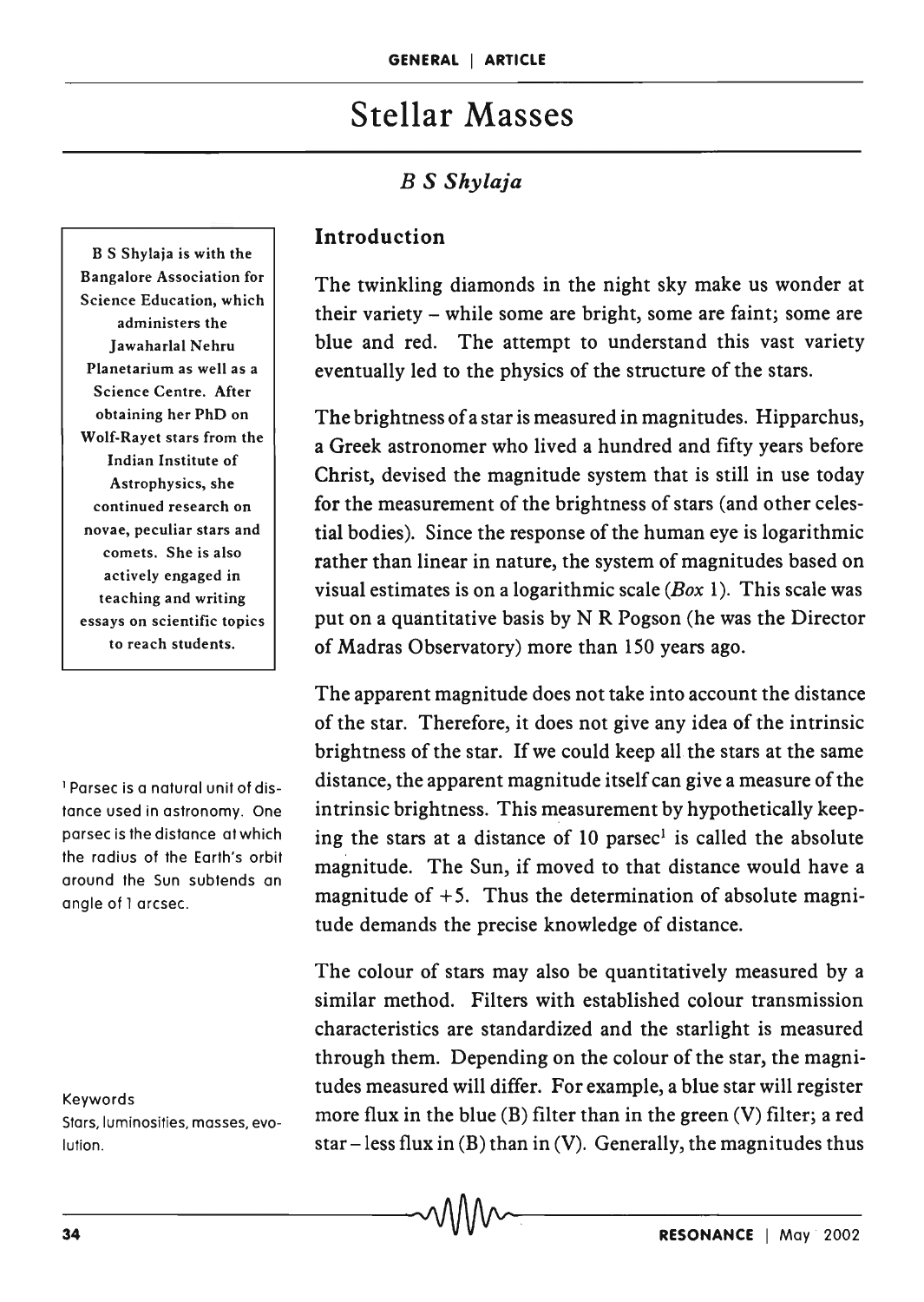# Stellar Masses

*B S Shylaja*

B S Shylaja is with the Bangalore Association for Science Education, which administers the Jawaharlal Nehru Planetarium as well as a Science Centre. After obtaining her PhD on Wolf-Rayet stars from the Indian Institute of Astrophysics, she continued research on novae, peculiar stars and comets. She is also actively engaged in teaching and writing essays on scientific topics to reach students.

## Introduction

The twinkling diamonds in the night sky make us wonder at their variety – while some are bright, some are faint; some are blue and red. The attempt to understand this vast variety eventually led to the physics of the structure of the stars.

The brightness of a star is measured in magnitudes. Hipparchus, a Greek astronomer who lived a hundred and fifty years before Christ, devised the magnitude system that is still in use today for the measurement of the brightness of stars (and other celestial bodies). Since the response of the human eye is logarithmic rather than linear in nature, the system of magnitudes based on visual estimates is on a logarithmic scale (*Box* 1). This scale was put on a quantitative basis by N R Pogson (he was the Director of Madras Observatory) more than 150 years ago.

The apparent magnitude does not take into account the distance of the star. Therefore, it does not give any idea of the intrinsic brightness of the star. If we could keep all the stars at the same distance, the apparent magnitude itself can give a measure of the intrinsic brightness. This measurement by hypothetically keeping the stars at a distance of 10 parsec[1] is called the absolute magnitude. The Sun, if moved to that distance would have a magnitude of +5. Thus the determination of absolute magnitude demands the precise knowledge of distance.

[1] Parsec is a natural unit of distance used in astronomy. One parsec is the distance at which the radius of the Earth's orbit around the Sun subtends an angle of 1 arcsec.

The colour of stars may also be quantitatively measured by a similar method. Filters with established colour transmission characteristics are standardized and the starlight is measured through them. Depending on the colour of the star, the magnitudes measured will differ. For example, a blue star will register more flux in the blue (B) filter than in the green (V) filter; a red star – less flux in (B) than in (V). Generally, the magnitudes thus

Keywords

Stars, luminosities, masses, evolution.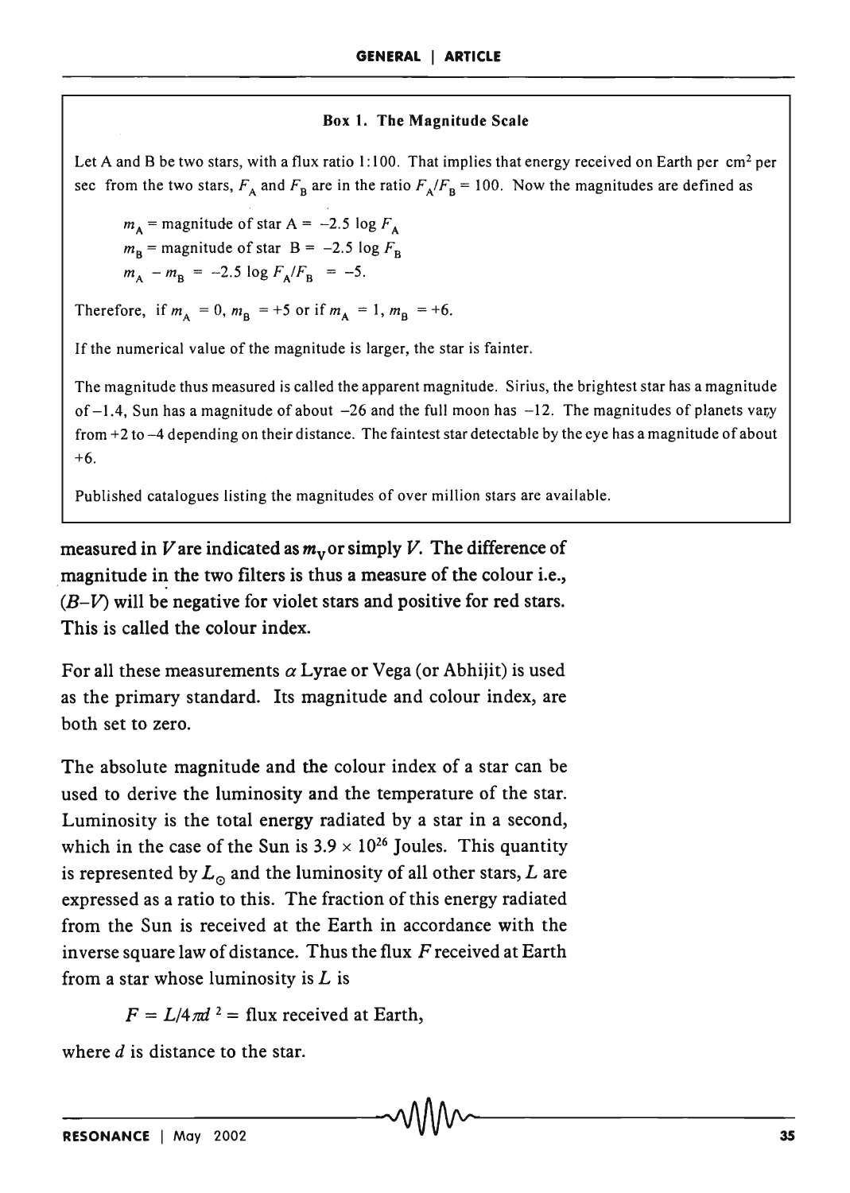### Box 1. The Magnitude Scale

Let A and B be two stars, with a flux ratio 1:100. That implies that energy received on Earth per $cm^2$ per sec from the two stars, $F_A$ and $F_B$ are in the ratio $F_A/F_B = 100$. Now the magnitudes are defined as

$m_A$ = magnitude of star A = $-2.5 \log F_A$

$m_B$ = magnitude of star B = $-2.5 \log F_B$

$m_A - m_B = -2.5 \log F_A/F_B = -5$.

Therefore, if $m_A = 0$, $m_B = +5$ or if $m_A = 1$, $m_B = +6$.

If the numerical value of the magnitude is larger, the star is fainter.

The magnitude thus measured is called the apparent magnitude. Sirius, the brightest star has a magnitude of $-1.4$, Sun has a magnitude of about $-26$ and the full moon has $-12$. The magnitudes of planets vary from $+2$ to $-4$ depending on their distance. The faintest star detectable by the eye has a magnitude of about $+6$.

Published catalogues listing the magnitudes of over million stars are available.

**measured in $V$ are indicated as $m_V$ or simply $V$. The difference of magnitude in the two filters is thus a measure of the colour i.e., $(B-V)$ will be negative for violet stars and positive for red stars. This is called the colour index.**

For all these measurements $\alpha$ Lyrae or Vega (or Abhijit) is used as the primary standard. Its magnitude and colour index, are both set to zero.

The absolute magnitude and the colour index of a star can be used to derive the luminosity and the temperature of the star. Luminosity is the total energy radiated by a star in a second, which in the case of the Sun is $3.9 \times 10^{26}$ Joules. This quantity is represented by $L_\odot$ and the luminosity of all other stars, $L$ are expressed as a ratio to this. The fraction of this energy radiated from the Sun is received at the Earth in accordance with the inverse square law of distance. Thus the flux $F$ received at Earth from a star whose luminosity is $L$ is

$$F = L/4\pi d^2 = \text{flux received at Earth,}$$

where $d$ is distance to the star.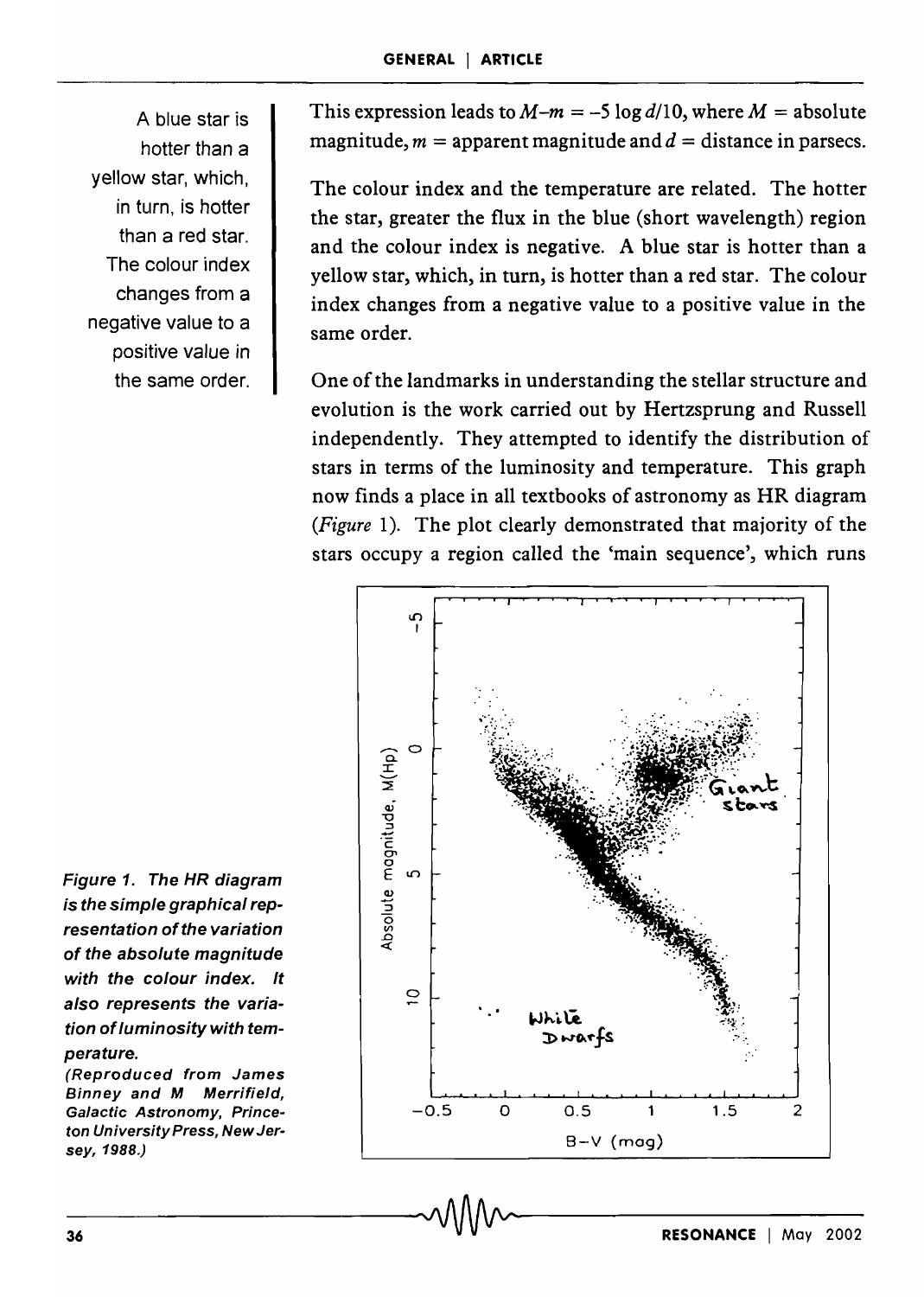This expression leads to $M - m = -5 \log d/10$, where $M$ = absolute magnitude, $m$ = apparent magnitude and $d$ = distance in parsecs.

The colour index and the temperature are related. The hotter the star, greater the flux in the blue (short wavelength) region and the colour index is negative. A blue star is hotter than a yellow star, which, in turn, is hotter than a red star. The colour index changes from a negative value to a positive value in the same order.

A blue star is hotter than a yellow star, which, in turn, is hotter than a red star. The colour index changes from a negative value to a positive value in the same order.

One of the landmarks in understanding the stellar structure and evolution is the work carried out by Hertzsprung and Russell independently. They attempted to identify the distribution of stars in terms of the luminosity and temperature. This graph now finds a place in all textbooks of astronomy as HR diagram (*Figure* 1). The plot clearly demonstrated that majority of the stars occupy a region called the 'main sequence', which runs

***Figure 1. The HR diagram is the simple graphical representation of the variation of the absolute magnitude with the colour index. It also represents the variation of luminosity with temperature.***

***(Reproduced from James Binney and M Merrifield, Galactic Astronomy, Princeton University Press, New Jersey, 1988.)***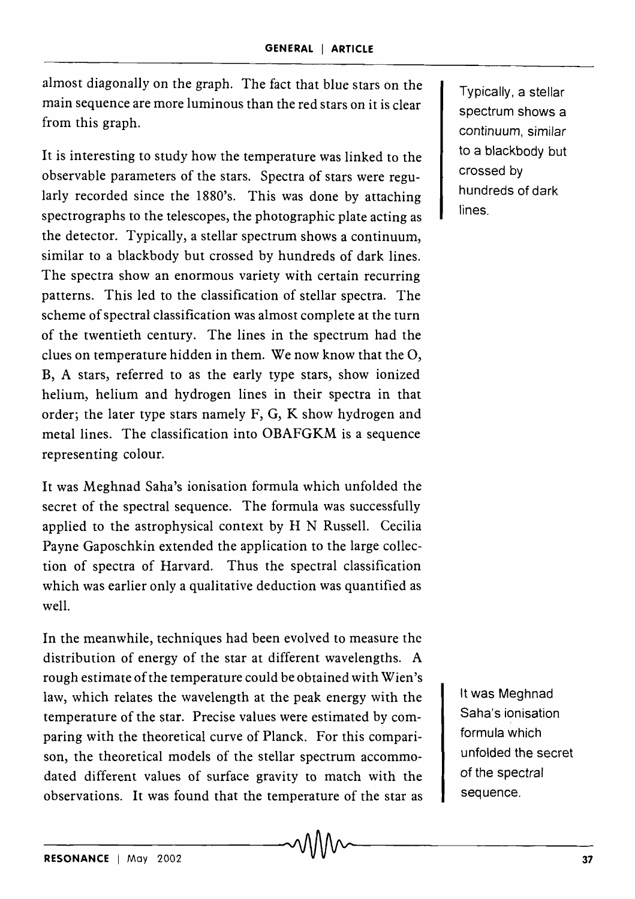almost diagonally on the graph. The fact that blue stars on the main sequence are more luminous than the red stars on it is clear from this graph.

It is interesting to study how the temperature was linked to the observable parameters of the stars. Spectra of stars were regularly recorded since the 1880's. This was done by attaching spectrographs to the telescopes, the photographic plate acting as the detector. Typically, a stellar spectrum shows a continuum, similar to a blackbody but crossed by hundreds of dark lines. The spectra show an enormous variety with certain recurring patterns. This led to the classification of stellar spectra. The scheme of spectral classification was almost complete at the turn of the twentieth century. The lines in the spectrum had the clues on temperature hidden in them. We now know that the O, B, A stars, referred to as the early type stars, show ionized helium, helium and hydrogen lines in their spectra in that order; the later type stars namely F, G, K show hydrogen and metal lines. The classification into OBAFGKM is a sequence representing colour.

> Typically, a stellar spectrum shows a continuum, similar to a blackbody but crossed by hundreds of dark lines.

It was Meghnad Saha's ionisation formula which unfolded the secret of the spectral sequence. The formula was successfully applied to the astrophysical context by H N Russell. Cecilia Payne Gaposchkin extended the application to the large collection of spectra of Harvard. Thus the spectral classification which was earlier only a qualitative deduction was quantified as well.

In the meanwhile, techniques had been evolved to measure the distribution of energy of the star at different wavelengths. A rough estimate of the temperature could be obtained with Wien's law, which relates the wavelength at the peak energy with the temperature of the star. Precise values were estimated by comparing with the theoretical curve of Planck. For this comparison, the theoretical models of the stellar spectrum accommodated different values of surface gravity to match with the observations. It was found that the temperature of the star as

> It was Meghnad Saha's ionisation formula which unfolded the secret of the spectral sequence.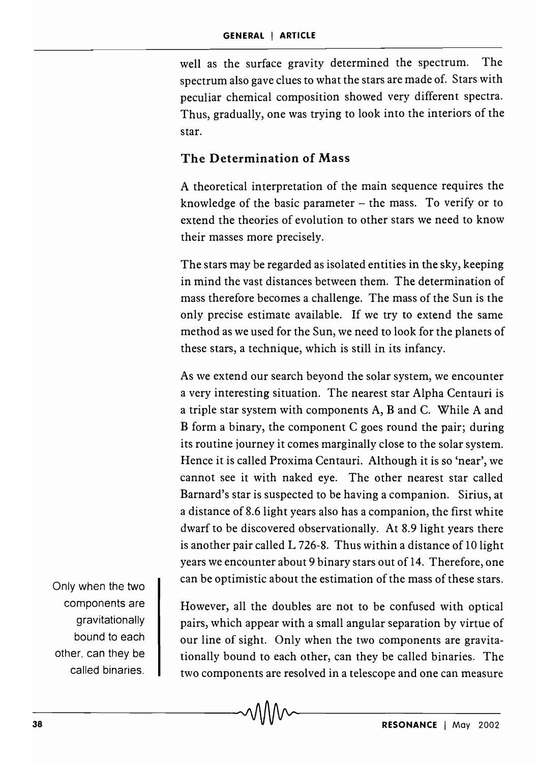well as the surface gravity determined the spectrum. The spectrum also gave clues to what the stars are made of. Stars with peculiar chemical composition showed very different spectra. Thus, gradually, one was trying to look into the interiors of the star.

## The Determination of Mass

A theoretical interpretation of the main sequence requires the knowledge of the basic parameter – the mass. To verify or to extend the theories of evolution to other stars we need to know their masses more precisely.

The stars may be regarded as isolated entities in the sky, keeping in mind the vast distances between them. The determination of mass therefore becomes a challenge. The mass of the Sun is the only precise estimate available. If we try to extend the same method as we used for the Sun, we need to look for the planets of these stars, a technique, which is still in its infancy.

As we extend our search beyond the solar system, we encounter a very interesting situation. The nearest star Alpha Centauri is a triple star system with components A, B and C. While A and B form a binary, the component C goes round the pair; during its routine journey it comes marginally close to the solar system. Hence it is called Proxima Centauri. Although it is so 'near', we cannot see it with naked eye. The other nearest star called Barnard's star is suspected to be having a companion. Sirius, at a distance of 8.6 light years also has a companion, the first white dwarf to be discovered observationally. At 8.9 light years there is another pair called L 726-8. Thus within a distance of 10 light years we encounter about 9 binary stars out of 14. Therefore, one can be optimistic about the estimation of the mass of these stars.

> Only when the two components are gravitationally bound to each other, can they be called binaries.

However, all the doubles are not to be confused with optical pairs, which appear with a small angular separation by virtue of our line of sight. Only when the two components are gravitationally bound to each other, can they be called binaries. The two components are resolved in a telescope and one can measure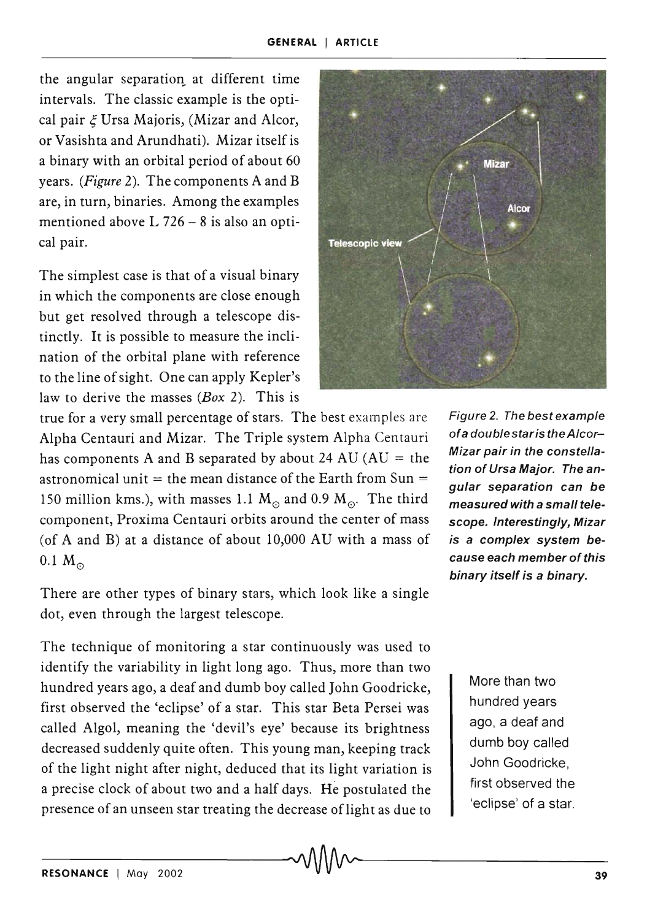the angular separation at different time intervals. The classic example is the optical pair $\xi$ Ursa Majoris, (Mizar and Alcor, or Vasishta and Arundhati). Mizar itself is a binary with an orbital period of about 60 years. (*Figure* 2). The components A and B are, in turn, binaries. Among the examples mentioned above L 726 – 8 is also an optical pair.

The simplest case is that of a visual binary in which the components are close enough but get resolved through a telescope distinctly. It is possible to measure the inclination of the orbital plane with reference to the line of sight. One can apply Kepler's law to derive the masses (*Box* 2). This is true for a very small percentage of stars. The best examples are Alpha Centauri and Mizar. The Triple system Alpha Centauri has components A and B separated by about 24 AU (AU = the astronomical unit = the mean distance of the Earth from Sun = 150 million kms.), with masses 1.1 $M_{\odot}$ and 0.9 $M_{\odot}$. The third component, Proxima Centauri orbits around the center of mass (of A and B) at a distance of about 10,000 AU with a mass of 0.1 $M_{\odot}$

*Figure 2. The best example of a double star is the Alcor–Mizar pair in the constellation of Ursa Major. The angular separation can be measured with a small telescope. Interestingly, Mizar is a complex system because each member of this binary itself is a binary.*

There are other types of binary stars, which look like a single dot, even through the largest telescope.

The technique of monitoring a star continuously was used to identify the variability in light long ago. Thus, more than two hundred years ago, a deaf and dumb boy called John Goodricke, first observed the 'eclipse' of a star. This star Beta Persei was called Algol, meaning the 'devil's eye' because its brightness decreased suddenly quite often. This young man, keeping track of the light night after night, deduced that its light variation is a precise clock of about two and a half days. He postulated the presence of an unseen star treating the decrease of light as due to

> More than two hundred years ago, a deaf and dumb boy called John Goodricke, first observed the 'eclipse' of a star.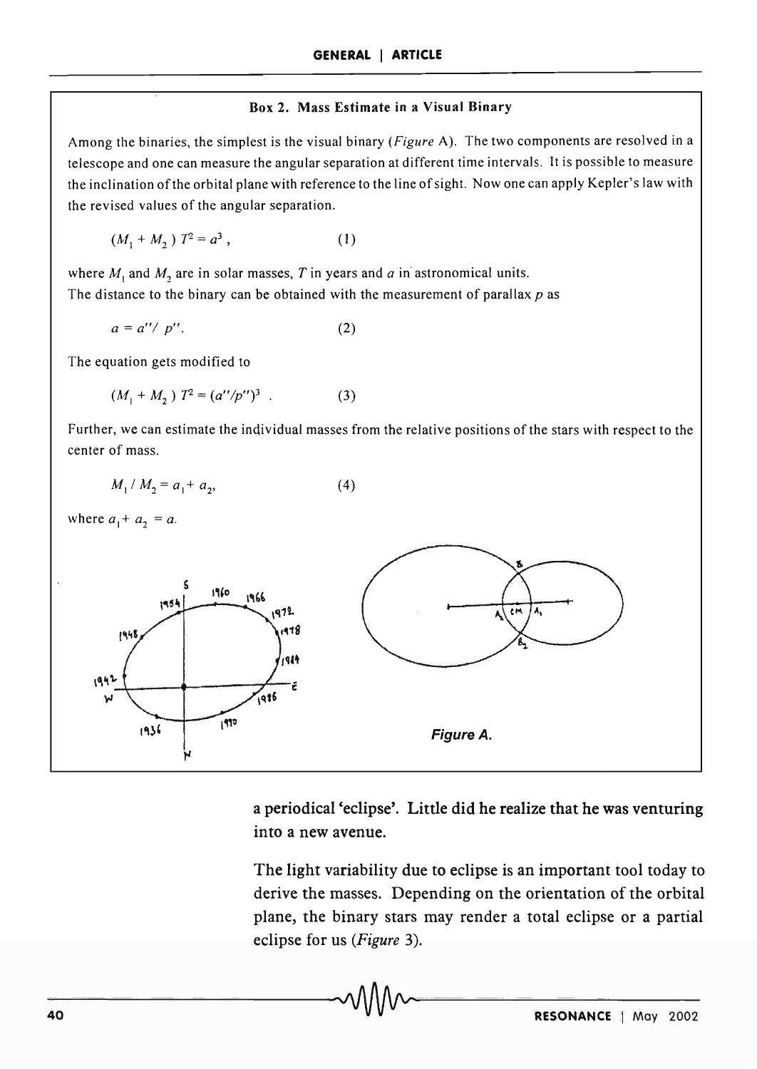### Box 2. Mass Estimate in a Visual Binary

Among the binaries, the simplest is the visual binary (*Figure* A). The two components are resolved in a telescope and one can measure the angular separation at different time intervals. It is possible to measure the inclination of the orbital plane with reference to the line of sight. Now one can apply Kepler's law with the revised values of the angular separation.

$$(M_1 + M_2)\, T^2 = a^3\,, \qquad (1)$$

where $M_1$ and $M_2$ are in solar masses, $T$ in years and $a$ in astronomical units.
The distance to the binary can be obtained with the measurement of parallax $p$ as

$$a = a''/\, p''. \qquad (2)$$

The equation gets modified to

$$(M_1 + M_2)\, T^2 = (a''/p'')^3\ . \qquad (3)$$

Further, we can estimate the individual masses from the relative positions of the stars with respect to the center of mass.

$$M_1 / M_2 = a_1 + a_2, \qquad (4)$$

where $a_1 + a_2 = a$.

*Figure A.*

a periodical 'eclipse'. Little did he realize that he was venturing into a new avenue.

The light variability due to eclipse is an important tool today to derive the masses. Depending on the orientation of the orbital plane, the binary stars may render a total eclipse or a partial eclipse for us (*Figure* 3).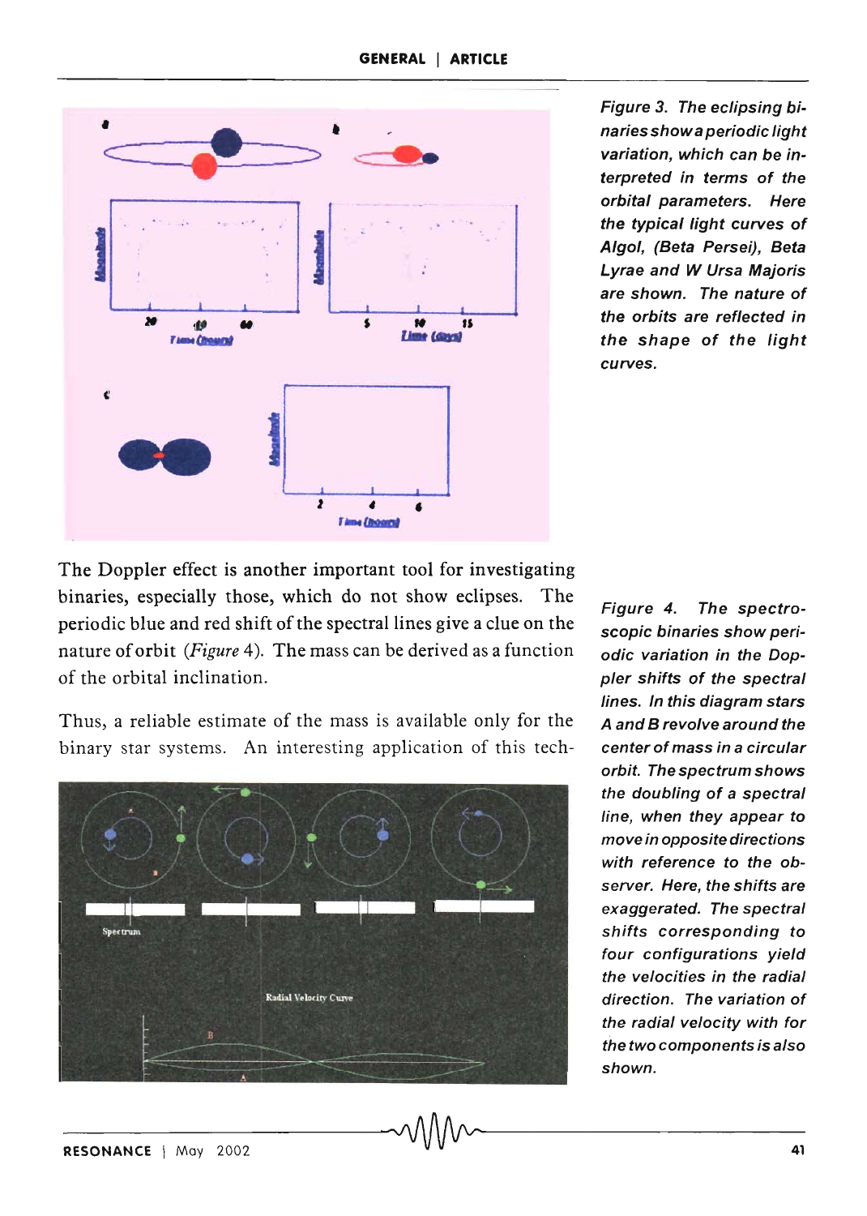Figure 3. The eclipsing binaries show a periodic light variation, which can be interpreted in terms of the orbital parameters. Here the typical light curves of Algol, (Beta Persei), Beta Lyrae and W Ursa Majoris are shown. The nature of the orbits are reflected in the shape of the light curves.

The Doppler effect is another important tool for investigating binaries, especially those, which do not show eclipses. The periodic blue and red shift of the spectral lines give a clue on the nature of orbit (*Figure* 4). The mass can be derived as a function of the orbital inclination.

Thus, a reliable estimate of the mass is available only for the binary star systems. An interesting application of this tech-

Figure 4. The spectroscopic binaries show periodic variation in the Doppler shifts of the spectral lines. In this diagram stars A and B revolve around the center of mass in a circular orbit. The spectrum shows the doubling of a spectral line, when they appear to move in opposite directions with reference to the observer. Here, the shifts are exaggerated. The spectral shifts corresponding to four configurations yield the velocities in the radial direction. The variation of the radial velocity with for the two components is also shown.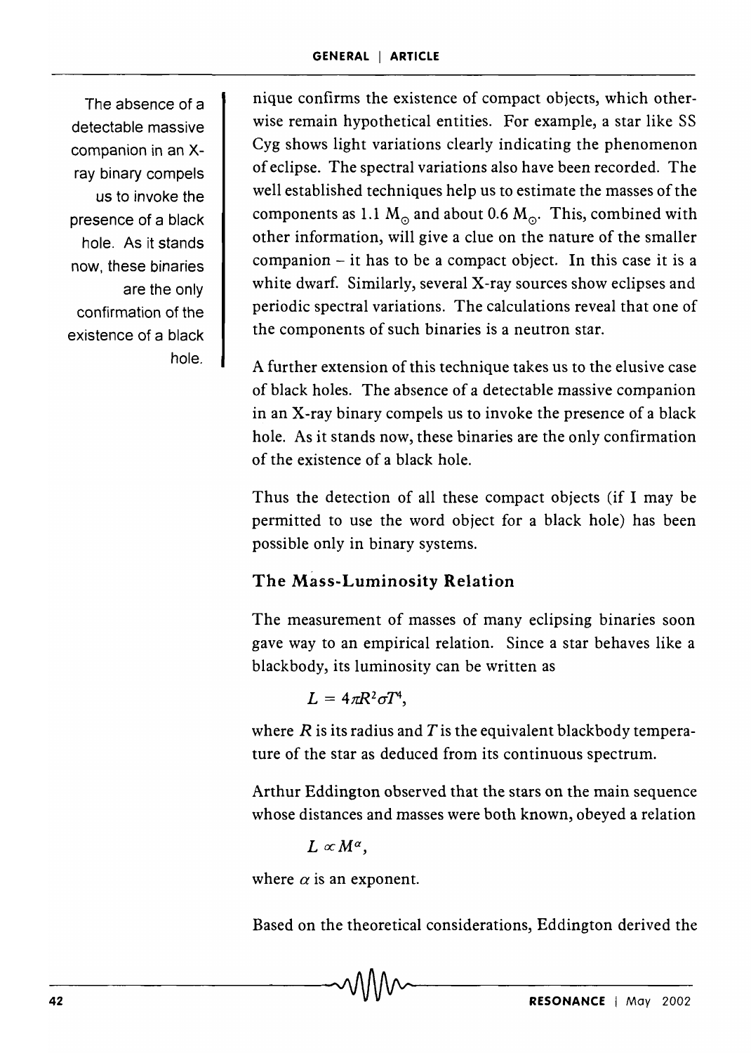nique confirms the existence of compact objects, which otherwise remain hypothetical entities. For example, a star like SS Cyg shows light variations clearly indicating the phenomenon of eclipse. The spectral variations also have been recorded. The well established techniques help us to estimate the masses of the components as 1.1 $M_{\odot}$ and about 0.6 $M_{\odot}$. This, combined with other information, will give a clue on the nature of the smaller companion – it has to be a compact object. In this case it is a white dwarf. Similarly, several X-ray sources show eclipses and periodic spectral variations. The calculations reveal that one of the components of such binaries is a neutron star.

The absence of a detectable massive companion in an X-ray binary compels us to invoke the presence of a black hole. As it stands now, these binaries are the only confirmation of the existence of a black hole.

A further extension of this technique takes us to the elusive case of black holes. The absence of a detectable massive companion in an X-ray binary compels us to invoke the presence of a black hole. As it stands now, these binaries are the only confirmation of the existence of a black hole.

Thus the detection of all these compact objects (if I may be permitted to use the word object for a black hole) has been possible only in binary systems.

## The Mass-Luminosity Relation

The measurement of masses of many eclipsing binaries soon gave way to an empirical relation. Since a star behaves like a blackbody, its luminosity can be written as

$$L = 4\pi R^2 \sigma T^4,$$

where $R$ is its radius and $T$ is the equivalent blackbody temperature of the star as deduced from its continuous spectrum.

Arthur Eddington observed that the stars on the main sequence whose distances and masses were both known, obeyed a relation

$$L \propto M^{\alpha},$$

where $\alpha$ is an exponent.

Based on the theoretical considerations, Eddington derived the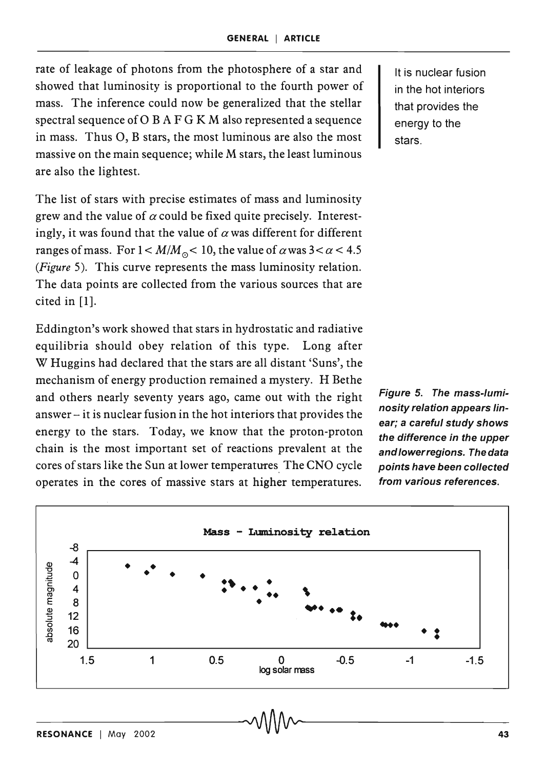rate of leakage of photons from the photosphere of a star and showed that luminosity is proportional to the fourth power of mass. The inference could now be generalized that the stellar spectral sequence of O B A F G K M also represented a sequence in mass. Thus O, B stars, the most luminous are also the most massive on the main sequence; while M stars, the least luminous are also the lightest.

It is nuclear fusion in the hot interiors that provides the energy to the stars.

The list of stars with precise estimates of mass and luminosity grew and the value of $\alpha$ could be fixed quite precisely. Interestingly, it was found that the value of $\alpha$ was different for different ranges of mass. For $1 < M/M_{\odot} < 10$, the value of $\alpha$ was $3 < \alpha < 4.5$ (*Figure* 5). This curve represents the mass luminosity relation. The data points are collected from the various sources that are cited in [1].

Eddington's work showed that stars in hydrostatic and radiative equilibria should obey relation of this type. Long after W Huggins had declared that the stars are all distant 'Suns', the mechanism of energy production remained a mystery. H Bethe and others nearly seventy years ago, came out with the right answer – it is nuclear fusion in the hot interiors that provides the energy to the stars. Today, we know that the proton-proton chain is the most important set of reactions prevalent at the cores of stars like the Sun at lower temperatures. The CNO cycle operates in the cores of massive stars at higher temperatures.

**Figure 5.** ***The mass-luminosity relation appears linear; a careful study shows the difference in the upper and lower regions. The data points have been collected from various references.***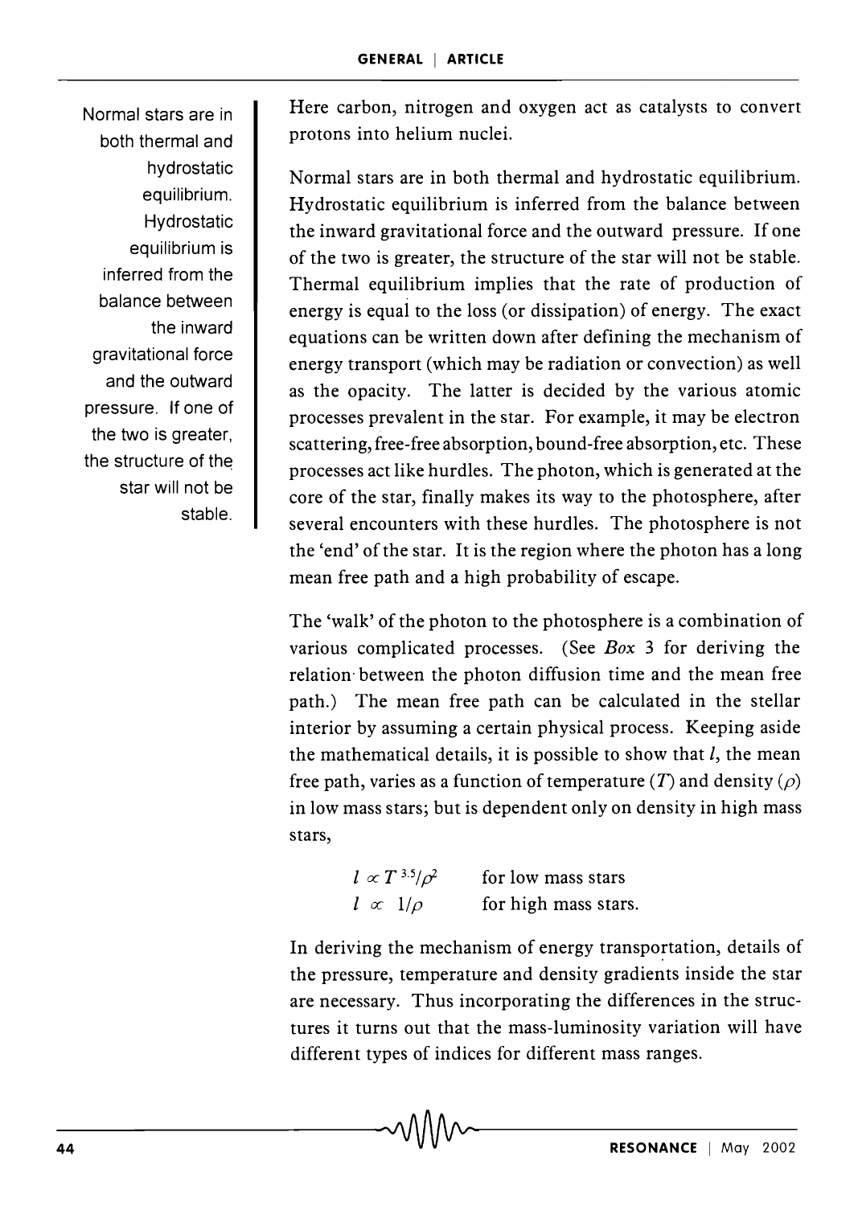Here carbon, nitrogen and oxygen act as catalysts to convert protons into helium nuclei.

> Normal stars are in both thermal and hydrostatic equilibrium. Hydrostatic equilibrium is inferred from the balance between the inward gravitational force and the outward pressure. If one of the two is greater, the structure of the star will not be stable.

Normal stars are in both thermal and hydrostatic equilibrium. Hydrostatic equilibrium is inferred from the balance between the inward gravitational force and the outward pressure. If one of the two is greater, the structure of the star will not be stable. Thermal equilibrium implies that the rate of production of energy is equal to the loss (or dissipation) of energy. The exact equations can be written down after defining the mechanism of energy transport (which may be radiation or convection) as well as the opacity. The latter is decided by the various atomic processes prevalent in the star. For example, it may be electron scattering, free-free absorption, bound-free absorption, etc. These processes act like hurdles. The photon, which is generated at the core of the star, finally makes its way to the photosphere, after several encounters with these hurdles. The photosphere is not the 'end' of the star. It is the region where the photon has a long mean free path and a high probability of escape.

The 'walk' of the photon to the photosphere is a combination of various complicated processes. (See *Box* 3 for deriving the relation between the photon diffusion time and the mean free path.) The mean free path can be calculated in the stellar interior by assuming a certain physical process. Keeping aside the mathematical details, it is possible to show that $l$, the mean free path, varies as a function of temperature ($T$) and density ($\rho$) in low mass stars; but is dependent only on density in high mass stars,

$$l \propto T^{3.5}/\rho^2 \quad \text{for low mass stars}$$

$$l \propto 1/\rho \quad \text{for high mass stars.}$$

In deriving the mechanism of energy transportation, details of the pressure, temperature and density gradients inside the star are necessary. Thus incorporating the differences in the structures it turns out that the mass-luminosity variation will have different types of indices for different mass ranges.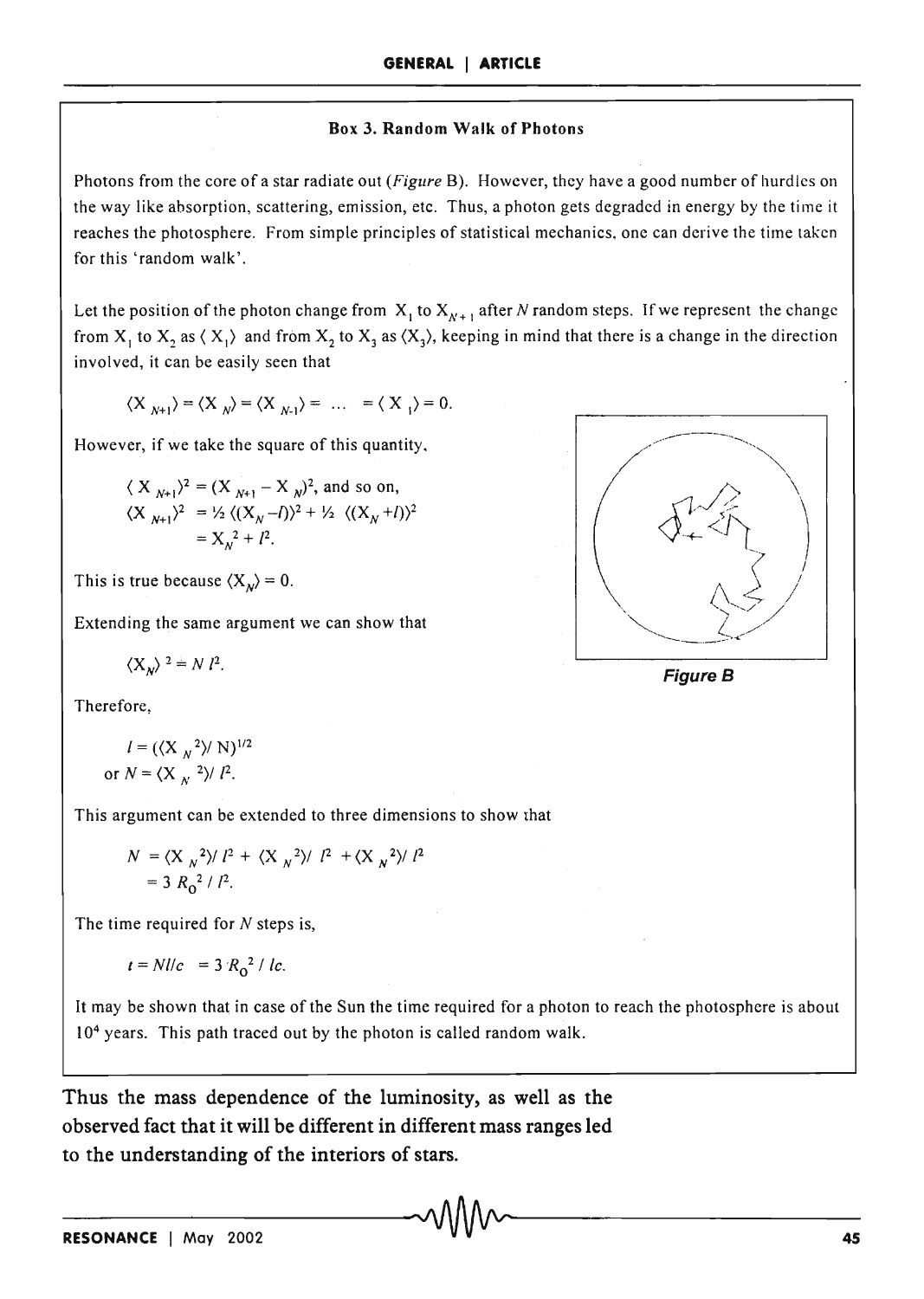### Box 3. Random Walk of Photons

Photons from the core of a star radiate out (*Figure* B). However, they have a good number of hurdles on the way like absorption, scattering, emission, etc. Thus, a photon gets degraded in energy by the time it reaches the photosphere. From simple principles of statistical mechanics, one can derive the time taken for this 'random walk'.

Let the position of the photon change from $X_1$ to $X_{N+1}$ after $N$ random steps. If we represent the change from $X_1$ to $X_2$ as $\langle X_1 \rangle$ and from $X_2$ to $X_3$ as $\langle X_3 \rangle$, keeping in mind that there is a change in the direction involved, it can be easily seen that

$$\langle X_{N+1} \rangle = \langle X_N \rangle = \langle X_{N-1} \rangle = \ldots = \langle X_1 \rangle = 0.$$

However, if we take the square of this quantity,

$$\langle X_{N+1} \rangle^2 = (X_{N+1} - X_N)^2, \text{ and so on,}$$

$$\langle X_{N+1} \rangle^2 = ½ \langle (X_N - l) \rangle^2 + ½ \langle (X_N + l) \rangle^2$$

$$= X_N^2 + l^2.$$

This is true because $\langle X_N \rangle = 0$.

Extending the same argument we can show that

$$\langle X_N \rangle^2 = N\, l^2.$$

Therefore,

$$l = (\langle X_N^2 \rangle / N)^{1/2}$$

$$\text{or } N = \langle X_N^2 \rangle / l^2.$$

This argument can be extended to three dimensions to show that

$$N = \langle X_N^2 \rangle / l^2 + \langle X_N^2 \rangle / l^2 + \langle X_N^2 \rangle / l^2$$

$$= 3\, R_0^2 / l^2.$$

The time required for $N$ steps is,

$$t = Nl/c = 3\, R_0^2 / lc.$$

It may be shown that in case of the Sun the time required for a photon to reach the photosphere is about $10^4$ years. This path traced out by the photon is called random walk.

***Figure B***

**Thus the mass dependence of the luminosity, as well as the observed fact that it will be different in different mass ranges led to the understanding of the interiors of stars.**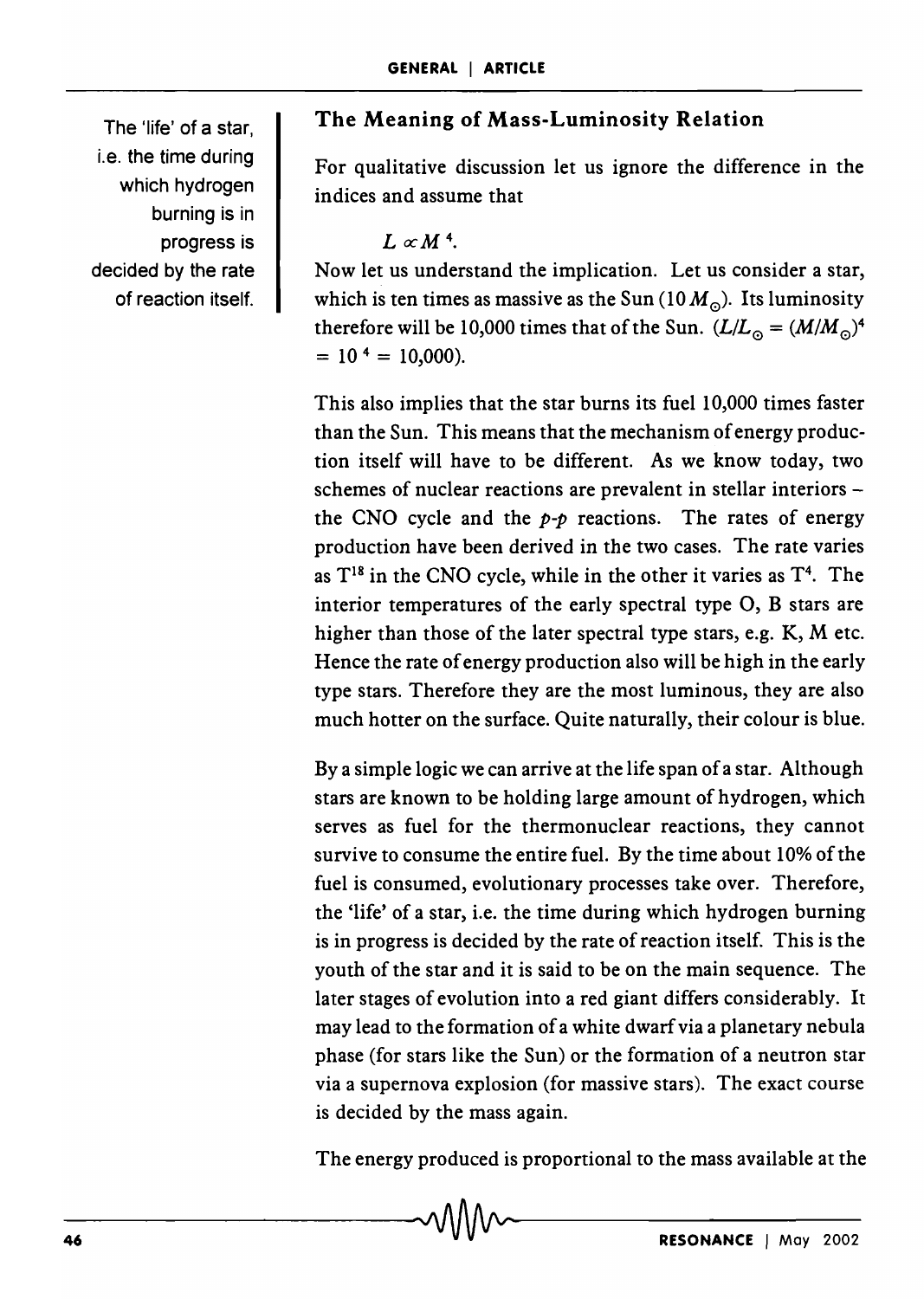The 'life' of a star, i.e. the time during which hydrogen burning is in progress is decided by the rate of reaction itself.

### The Meaning of Mass-Luminosity Relation

For qualitative discussion let us ignore the difference in the indices and assume that

$$L \propto M^4.$$

Now let us understand the implication. Let us consider a star, which is ten times as massive as the Sun ($10\,M_\odot$). Its luminosity therefore will be 10,000 times that of the Sun. ($L/L_\odot = (M/M_\odot)^4 = 10^4 = 10{,}000$).

This also implies that the star burns its fuel 10,000 times faster than the Sun. This means that the mechanism of energy production itself will have to be different. As we know today, two schemes of nuclear reactions are prevalent in stellar interiors – the CNO cycle and the *p-p* reactions. The rates of energy production have been derived in the two cases. The rate varies as $T^{18}$ in the CNO cycle, while in the other it varies as $T^4$. The interior temperatures of the early spectral type O, B stars are higher than those of the later spectral type stars, e.g. K, M etc. Hence the rate of energy production also will be high in the early type stars. Therefore they are the most luminous, they are also much hotter on the surface. Quite naturally, their colour is blue.

By a simple logic we can arrive at the life span of a star. Although stars are known to be holding large amount of hydrogen, which serves as fuel for the thermonuclear reactions, they cannot survive to consume the entire fuel. By the time about 10% of the fuel is consumed, evolutionary processes take over. Therefore, the 'life' of a star, i.e. the time during which hydrogen burning is in progress is decided by the rate of reaction itself. This is the youth of the star and it is said to be on the main sequence. The later stages of evolution into a red giant differs considerably. It may lead to the formation of a white dwarf via a planetary nebula phase (for stars like the Sun) or the formation of a neutron star via a supernova explosion (for massive stars). The exact course is decided by the mass again.

The energy produced is proportional to the mass available at the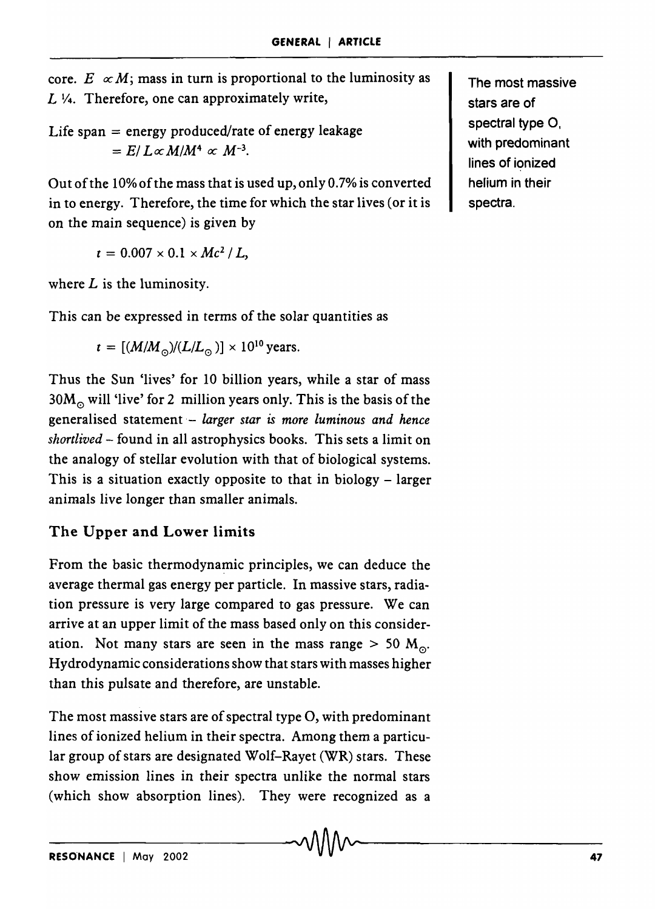core. $E \propto M$; mass in turn is proportional to the luminosity as $L^{1/4}$. Therefore, one can approximately write,

$$\text{Life span} = \text{energy produced/rate of energy leakage}$$
$$= E/L \propto M/M^4 \propto M^{-3}.$$

Out of the 10% of the mass that is used up, only 0.7% is converted in to energy. Therefore, the time for which the star lives (or it is on the main sequence) is given by

$$t = 0.007 \times 0.1 \times Mc^2 / L,$$

where $L$ is the luminosity.

This can be expressed in terms of the solar quantities as

$$t = [(M/M_{\odot})/(L/L_{\odot})] \times 10^{10} \text{ years}.$$

Thus the Sun 'lives' for 10 billion years, while a star of mass $30M_{\odot}$ will 'live' for 2 million years only. This is the basis of the generalised statement – *larger star is more luminous and hence shortlived* – found in all astrophysics books. This sets a limit on the analogy of stellar evolution with that of biological systems. This is a situation exactly opposite to that in biology – larger animals live longer than smaller animals.

## The Upper and Lower limits

From the basic thermodynamic principles, we can deduce the average thermal gas energy per particle. In massive stars, radiation pressure is very large compared to gas pressure. We can arrive at an upper limit of the mass based only on this consideration. Not many stars are seen in the mass range $> 50\ M_{\odot}$. Hydrodynamic considerations show that stars with masses higher than this pulsate and therefore, are unstable.

The most massive stars are of spectral type O, with predominant lines of ionized helium in their spectra. Among them a particular group of stars are designated Wolf–Rayet (WR) stars. These show emission lines in their spectra unlike the normal stars (which show absorption lines). They were recognized as a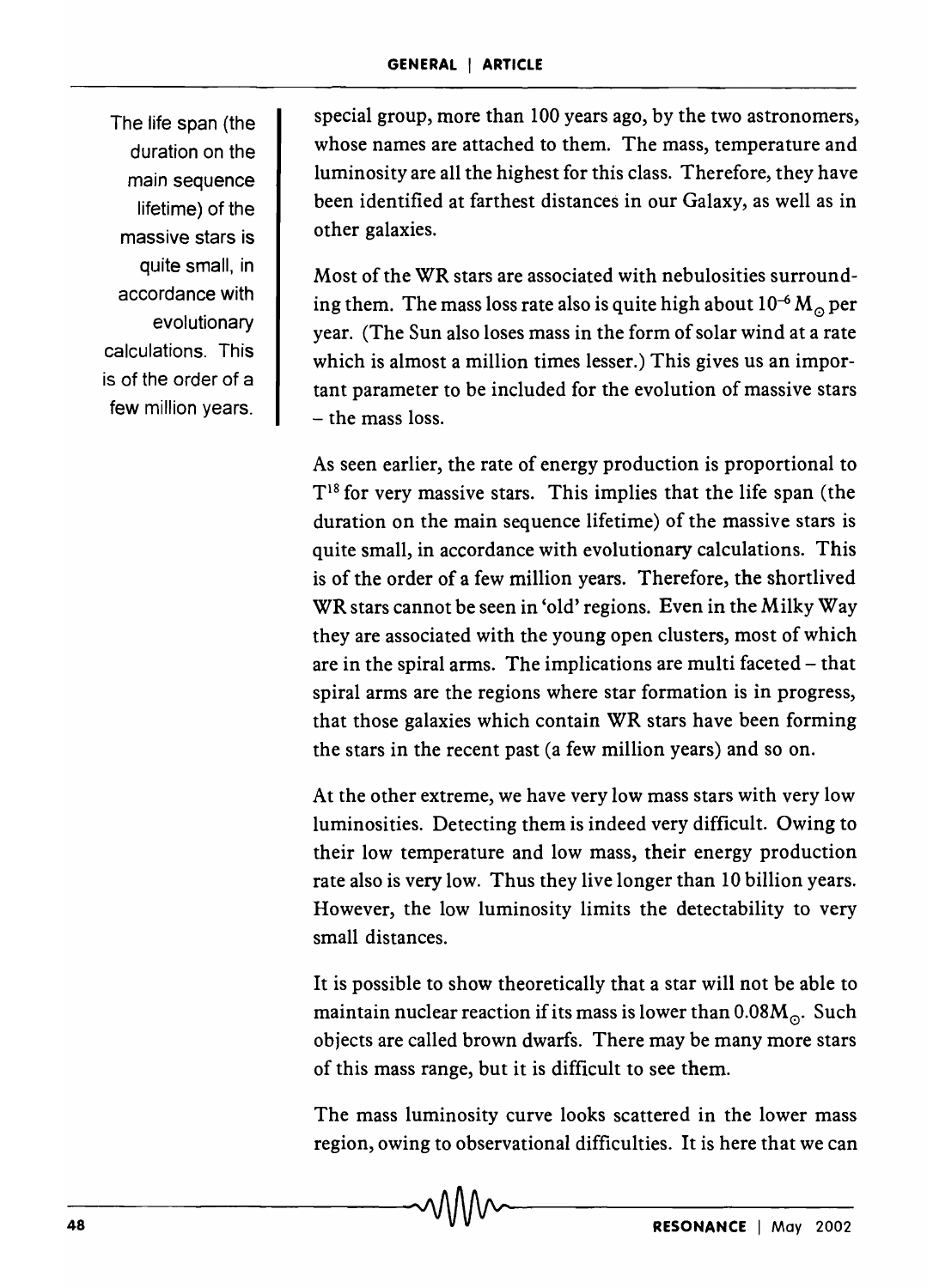special group, more than 100 years ago, by the two astronomers, whose names are attached to them. The mass, temperature and luminosity are all the highest for this class. Therefore, they have been identified at farthest distances in our Galaxy, as well as in other galaxies.

Most of the WR stars are associated with nebulosities surrounding them. The mass loss rate also is quite high about $10^{-6} M_{\odot}$ per year. (The Sun also loses mass in the form of solar wind at a rate which is almost a million times lesser.) This gives us an important parameter to be included for the evolution of massive stars – the mass loss.

The life span (the duration on the main sequence lifetime) of the massive stars is quite small, in accordance with evolutionary calculations. This is of the order of a few million years.

As seen earlier, the rate of energy production is proportional to $T^{18}$ for very massive stars. This implies that the life span (the duration on the main sequence lifetime) of the massive stars is quite small, in accordance with evolutionary calculations. This is of the order of a few million years. Therefore, the shortlived WR stars cannot be seen in 'old' regions. Even in the Milky Way they are associated with the young open clusters, most of which are in the spiral arms. The implications are multi faceted – that spiral arms are the regions where star formation is in progress, that those galaxies which contain WR stars have been forming the stars in the recent past (a few million years) and so on.

At the other extreme, we have very low mass stars with very low luminosities. Detecting them is indeed very difficult. Owing to their low temperature and low mass, their energy production rate also is very low. Thus they live longer than 10 billion years. However, the low luminosity limits the detectability to very small distances.

It is possible to show theoretically that a star will not be able to maintain nuclear reaction if its mass is lower than $0.08 M_{\odot}$. Such objects are called brown dwarfs. There may be many more stars of this mass range, but it is difficult to see them.

The mass luminosity curve looks scattered in the lower mass region, owing to observational difficulties. It is here that we can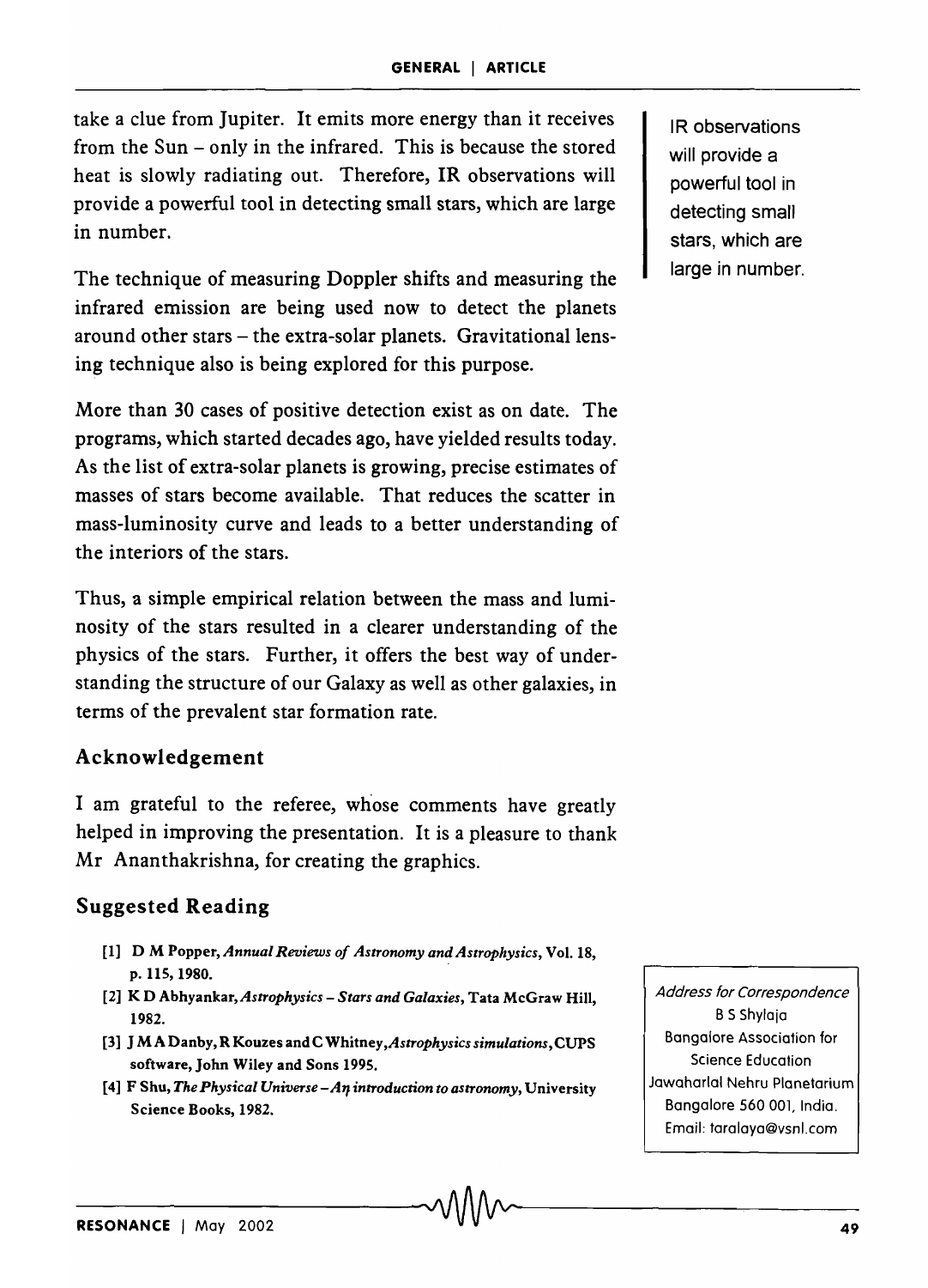take a clue from Jupiter. It emits more energy than it receives from the Sun – only in the infrared. This is because the stored heat is slowly radiating out. Therefore, IR observations will provide a powerful tool in detecting small stars, which are large in number.

IR observations will provide a powerful tool in detecting small stars, which are large in number.

The technique of measuring Doppler shifts and measuring the infrared emission are being used now to detect the planets around other stars – the extra-solar planets. Gravitational lensing technique also is being explored for this purpose.

More than 30 cases of positive detection exist as on date. The programs, which started decades ago, have yielded results today. As the list of extra-solar planets is growing, precise estimates of masses of stars become available. That reduces the scatter in mass-luminosity curve and leads to a better understanding of the interiors of the stars.

Thus, a simple empirical relation between the mass and luminosity of the stars resulted in a clearer understanding of the physics of the stars. Further, it offers the best way of understanding the structure of our Galaxy as well as other galaxies, in terms of the prevalent star formation rate.

## Acknowledgement

I am grateful to the referee, whose comments have greatly helped in improving the presentation. It is a pleasure to thank Mr Ananthakrishna, for creating the graphics.

## Suggested Reading

[1] D M Popper, *Annual Reviews of Astronomy and Astrophysics*, Vol. 18, p. 115, 1980.

[2] K D Abhyankar, *Astrophysics – Stars and Galaxies*, Tata McGraw Hill, 1982.

[3] J M A Danby, R Kouzes and C Whitney, *Astrophysics simulations*, CUPS software, John Wiley and Sons 1995.

[4] F Shu, *The Physical Universe – An introduction to astronomy*, University Science Books, 1982.

*Address for Correspondence*
B S Shylaja
Bangalore Association for Science Education
Jawaharlal Nehru Planetarium
Bangalore 560 001, India.
Email: taralaya@vsnl.com